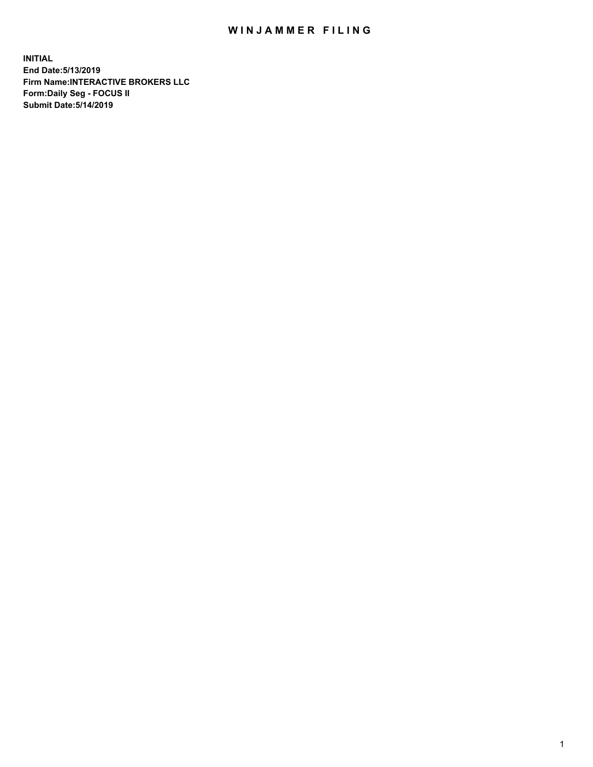# WINJAMMER FILING

**INITIAL**
**End Date:5/13/2019**
**Firm Name:INTERACTIVE BROKERS LLC**
**Form:Daily Seg - FOCUS II**
**Submit Date:5/14/2019**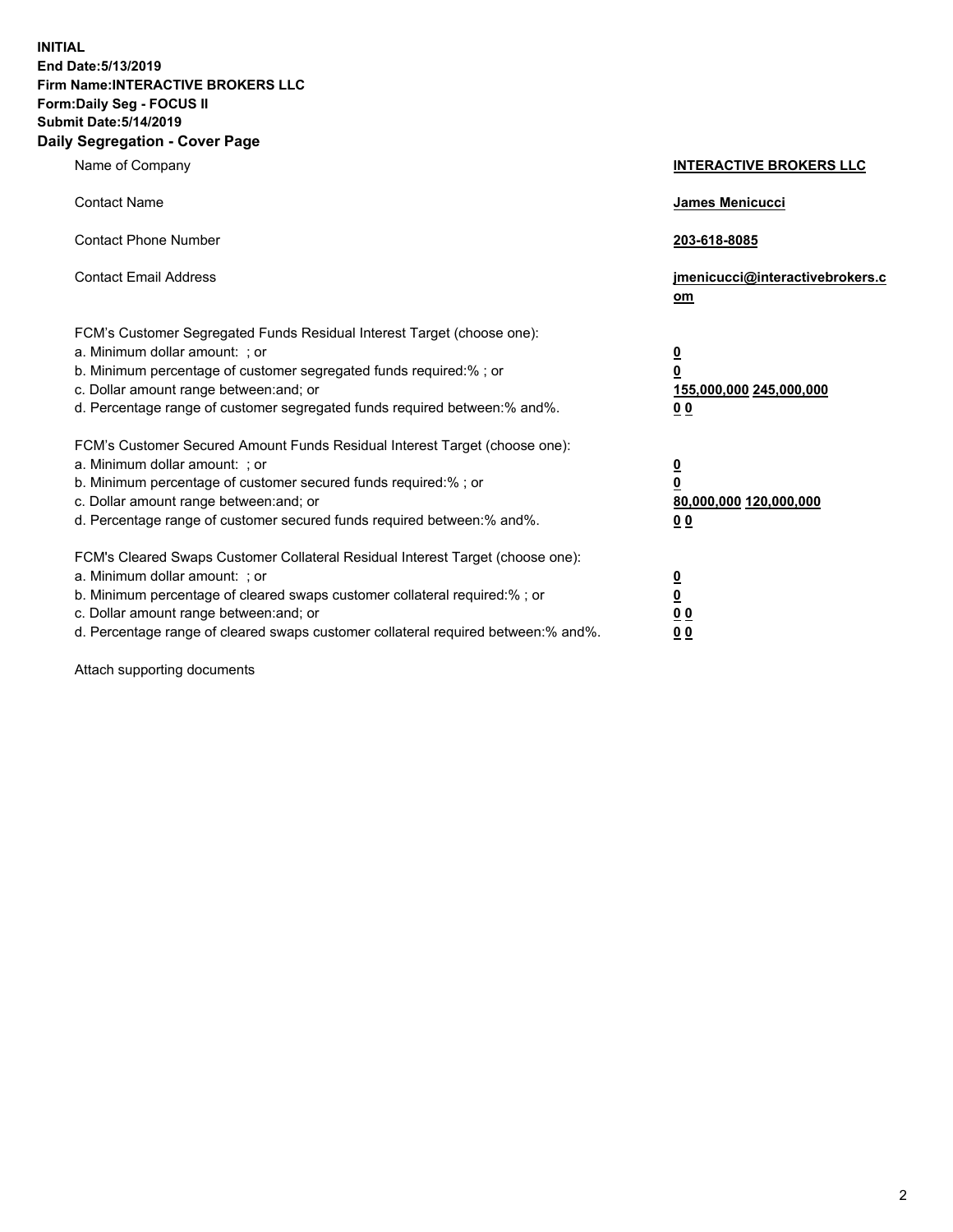**INITIAL**
**End Date:5/13/2019**
**Firm Name:INTERACTIVE BROKERS LLC**
**Form:Daily Seg - FOCUS II**
**Submit Date:5/14/2019**
**Daily Segregation - Cover Page**

| | |
|---|---|
| Name of Company | **INTERACTIVE BROKERS LLC** |
| Contact Name | **James Menicucci** |
| Contact Phone Number | **203-618-8085** |
| Contact Email Address | **jmenicucci@interactivebrokers.com** |
| FCM's Customer Segregated Funds Residual Interest Target (choose one): | |
| a. Minimum dollar amount: ; or | **0** |
| b. Minimum percentage of customer segregated funds required:% ; or | **0** |
| c. Dollar amount range between:and; or | **155,000,000 245,000,000** |
| d. Percentage range of customer segregated funds required between:% and%. | **0 0** |
| FCM's Customer Secured Amount Funds Residual Interest Target (choose one): | |
| a. Minimum dollar amount: ; or | **0** |
| b. Minimum percentage of customer secured funds required:% ; or | **0** |
| c. Dollar amount range between:and; or | **80,000,000 120,000,000** |
| d. Percentage range of customer secured funds required between:% and%. | **0 0** |
| FCM's Cleared Swaps Customer Collateral Residual Interest Target (choose one): | |
| a. Minimum dollar amount: ; or | **0** |
| b. Minimum percentage of cleared swaps customer collateral required:% ; or | **0** |
| c. Dollar amount range between:and; or | **0 0** |
| d. Percentage range of cleared swaps customer collateral required between:% and%. | **0 0** |

Attach supporting documents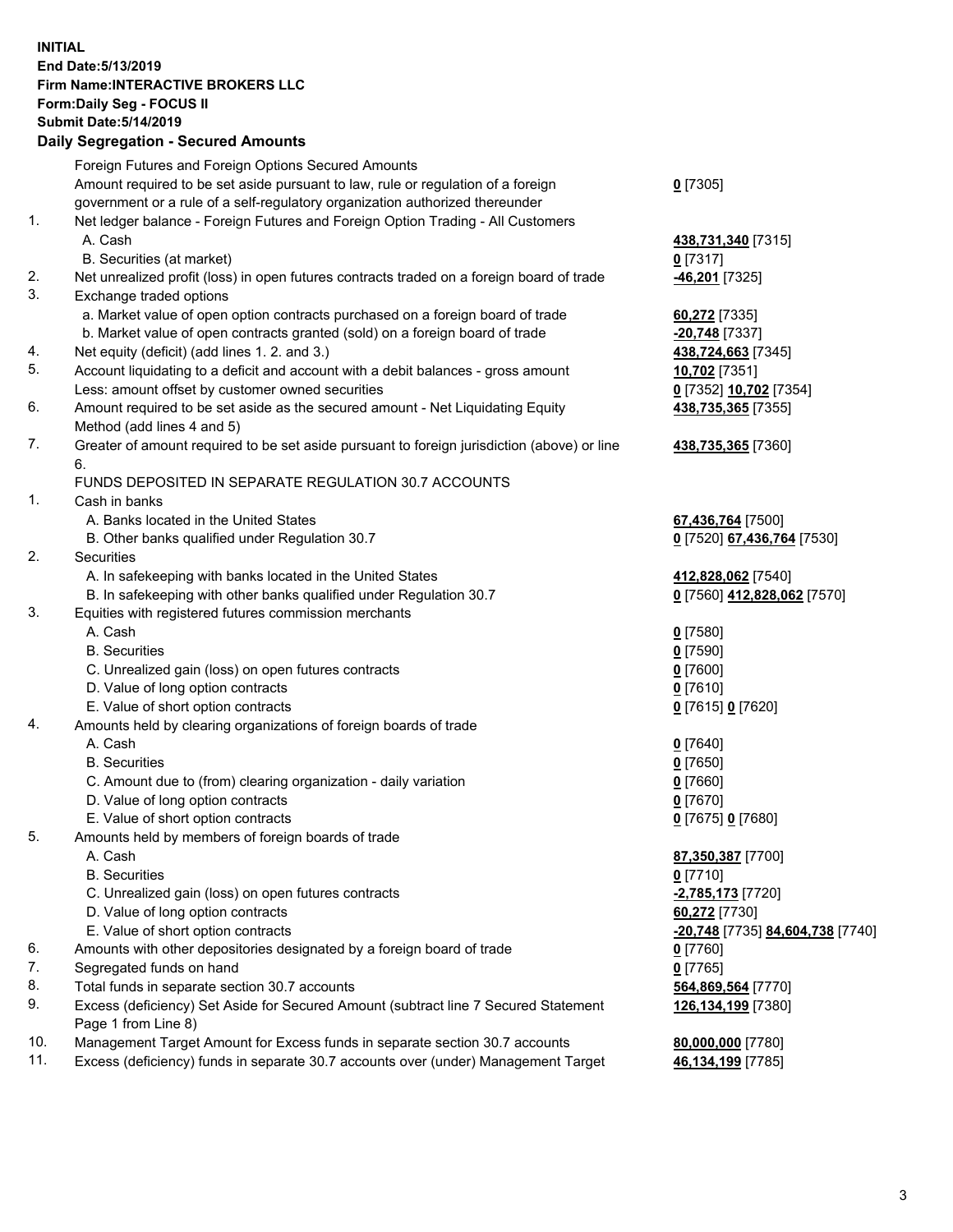**INITIAL**
**End Date:5/13/2019**
**Firm Name:INTERACTIVE BROKERS LLC**
**Form:Daily Seg - FOCUS II**
**Submit Date:5/14/2019**

## Daily Segregation - Secured Amounts

| | | |
|---|---|---|
| | Foreign Futures and Foreign Options Secured Amounts | |
| | Amount required to be set aside pursuant to law, rule or regulation of a foreign government or a rule of a self-regulatory organization authorized thereunder | **0** [7305] |
| 1. | Net ledger balance - Foreign Futures and Foreign Option Trading - All Customers | |
| | A. Cash | **438,731,340** [7315] |
| | B. Securities (at market) | **0** [7317] |
| 2. | Net unrealized profit (loss) in open futures contracts traded on a foreign board of trade | **-46,201** [7325] |
| 3. | Exchange traded options | |
| | a. Market value of open option contracts purchased on a foreign board of trade | **60,272** [7335] |
| | b. Market value of open contracts granted (sold) on a foreign board of trade | **-20,748** [7337] |
| 4. | Net equity (deficit) (add lines 1. 2. and 3.) | **438,724,663** [7345] |
| 5. | Account liquidating to a deficit and account with a debit balances - gross amount | **10,702** [7351] |
| | Less: amount offset by customer owned securities | **0** [7352] **10,702** [7354] |
| 6. | Amount required to be set aside as the secured amount - Net Liquidating Equity Method (add lines 4 and 5) | **438,735,365** [7355] |
| 7. | Greater of amount required to be set aside pursuant to foreign jurisdiction (above) or line 6. | **438,735,365** [7360] |
| | FUNDS DEPOSITED IN SEPARATE REGULATION 30.7 ACCOUNTS | |
| 1. | Cash in banks | |
| | A. Banks located in the United States | **67,436,764** [7500] |
| | B. Other banks qualified under Regulation 30.7 | **0** [7520] **67,436,764** [7530] |
| 2. | Securities | |
| | A. In safekeeping with banks located in the United States | **412,828,062** [7540] |
| | B. In safekeeping with other banks qualified under Regulation 30.7 | **0** [7560] **412,828,062** [7570] |
| 3. | Equities with registered futures commission merchants | |
| | A. Cash | **0** [7580] |
| | B. Securities | **0** [7590] |
| | C. Unrealized gain (loss) on open futures contracts | **0** [7600] |
| | D. Value of long option contracts | **0** [7610] |
| | E. Value of short option contracts | **0** [7615] **0** [7620] |
| 4. | Amounts held by clearing organizations of foreign boards of trade | |
| | A. Cash | **0** [7640] |
| | B. Securities | **0** [7650] |
| | C. Amount due to (from) clearing organization - daily variation | **0** [7660] |
| | D. Value of long option contracts | **0** [7670] |
| | E. Value of short option contracts | **0** [7675] **0** [7680] |
| 5. | Amounts held by members of foreign boards of trade | |
| | A. Cash | **87,350,387** [7700] |
| | B. Securities | **0** [7710] |
| | C. Unrealized gain (loss) on open futures contracts | **-2,785,173** [7720] |
| | D. Value of long option contracts | **60,272** [7730] |
| | E. Value of short option contracts | **-20,748** [7735] **84,604,738** [7740] |
| 6. | Amounts with other depositories designated by a foreign board of trade | **0** [7760] |
| 7. | Segregated funds on hand | **0** [7765] |
| 8. | Total funds in separate section 30.7 accounts | **564,869,564** [7770] |
| 9. | Excess (deficiency) Set Aside for Secured Amount (subtract line 7 Secured Statement Page 1 from Line 8) | **126,134,199** [7380] |
| 10. | Management Target Amount for Excess funds in separate section 30.7 accounts | **80,000,000** [7780] |
| 11. | Excess (deficiency) funds in separate 30.7 accounts over (under) Management Target | **46,134,199** [7785] |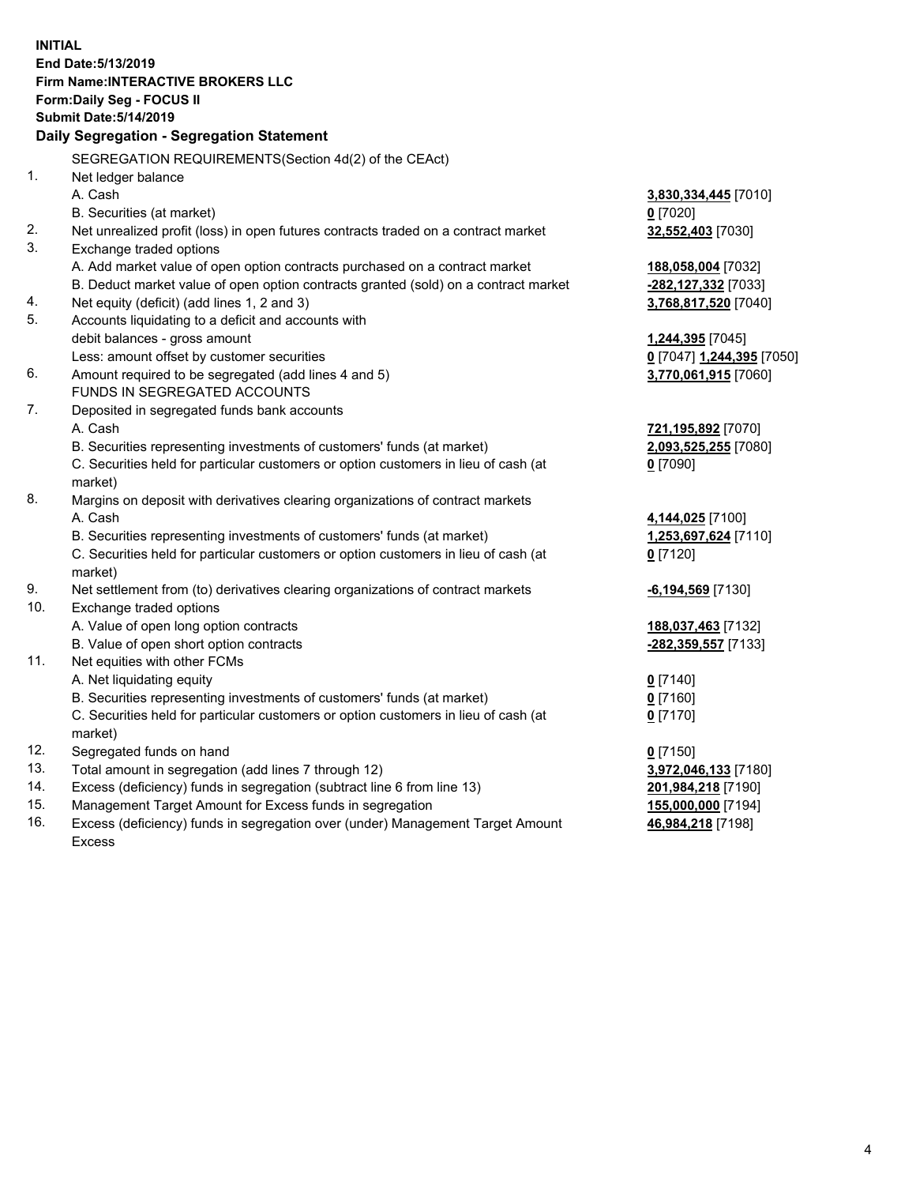**INITIAL**
**End Date:5/13/2019**
**Firm Name:INTERACTIVE BROKERS LLC**
**Form:Daily Seg - FOCUS II**
**Submit Date:5/14/2019**

**Daily Segregation - Segregation Statement**

| | | |
|---|---|---|
| | SEGREGATION REQUIREMENTS(Section 4d(2) of the CEAct) | |
| 1. | Net ledger balance | |
| | A. Cash | **3,830,334,445** [7010] |
| | B. Securities (at market) | **0** [7020] |
| 2. | Net unrealized profit (loss) in open futures contracts traded on a contract market | **32,552,403** [7030] |
| 3. | Exchange traded options | |
| | A. Add market value of open option contracts purchased on a contract market | **188,058,004** [7032] |
| | B. Deduct market value of open option contracts granted (sold) on a contract market | **-282,127,332** [7033] |
| 4. | Net equity (deficit) (add lines 1, 2 and 3) | **3,768,817,520** [7040] |
| 5. | Accounts liquidating to a deficit and accounts with debit balances - gross amount | **1,244,395** [7045] |
| | Less: amount offset by customer securities | **0** [7047] **1,244,395** [7050] |
| 6. | Amount required to be segregated (add lines 4 and 5) | **3,770,061,915** [7060] |
| | FUNDS IN SEGREGATED ACCOUNTS | |
| 7. | Deposited in segregated funds bank accounts | |
| | A. Cash | **721,195,892** [7070] |
| | B. Securities representing investments of customers' funds (at market) | **2,093,525,255** [7080] |
| | C. Securities held for particular customers or option customers in lieu of cash (at market) | **0** [7090] |
| 8. | Margins on deposit with derivatives clearing organizations of contract markets | |
| | A. Cash | **4,144,025** [7100] |
| | B. Securities representing investments of customers' funds (at market) | **1,253,697,624** [7110] |
| | C. Securities held for particular customers or option customers in lieu of cash (at market) | **0** [7120] |
| 9. | Net settlement from (to) derivatives clearing organizations of contract markets | **-6,194,569** [7130] |
| 10. | Exchange traded options | |
| | A. Value of open long option contracts | **188,037,463** [7132] |
| | B. Value of open short option contracts | **-282,359,557** [7133] |
| 11. | Net equities with other FCMs | |
| | A. Net liquidating equity | **0** [7140] |
| | B. Securities representing investments of customers' funds (at market) | **0** [7160] |
| | C. Securities held for particular customers or option customers in lieu of cash (at market) | **0** [7170] |
| 12. | Segregated funds on hand | **0** [7150] |
| 13. | Total amount in segregation (add lines 7 through 12) | **3,972,046,133** [7180] |
| 14. | Excess (deficiency) funds in segregation (subtract line 6 from line 13) | **201,984,218** [7190] |
| 15. | Management Target Amount for Excess funds in segregation | **155,000,000** [7194] |
| 16. | Excess (deficiency) funds in segregation over (under) Management Target Amount Excess | **46,984,218** [7198] |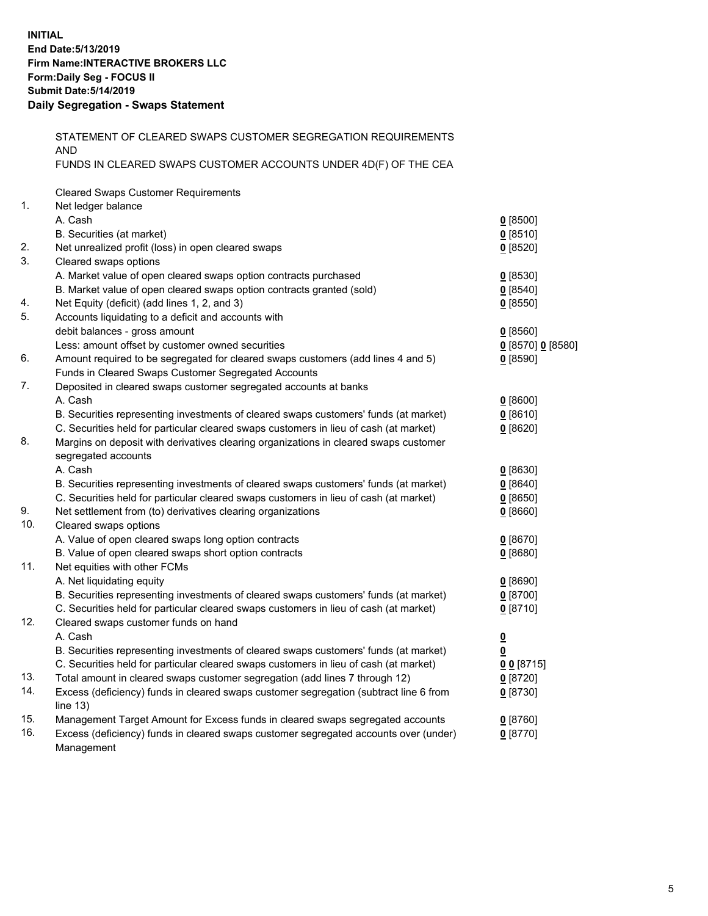**INITIAL**
**End Date:5/13/2019**
**Firm Name:INTERACTIVE BROKERS LLC**
**Form:Daily Seg - FOCUS II**
**Submit Date:5/14/2019**
**Daily Segregation - Swaps Statement**

STATEMENT OF CLEARED SWAPS CUSTOMER SEGREGATION REQUIREMENTS AND FUNDS IN CLEARED SWAPS CUSTOMER ACCOUNTS UNDER 4D(F) OF THE CEA

| | | |
|---|---|---|
| | Cleared Swaps Customer Requirements | |
| 1. | Net ledger balance | |
| | A. Cash | 0 [8500] |
| | B. Securities (at market) | 0 [8510] |
| 2. | Net unrealized profit (loss) in open cleared swaps | 0 [8520] |
| 3. | Cleared swaps options | |
| | A. Market value of open cleared swaps option contracts purchased | 0 [8530] |
| | B. Market value of open cleared swaps option contracts granted (sold) | 0 [8540] |
| 4. | Net Equity (deficit) (add lines 1, 2, and 3) | 0 [8550] |
| 5. | Accounts liquidating to a deficit and accounts with | |
| | debit balances - gross amount | 0 [8560] |
| | Less: amount offset by customer owned securities | 0 [8570] 0 [8580] |
| 6. | Amount required to be segregated for cleared swaps customers (add lines 4 and 5) | 0 [8590] |
| | Funds in Cleared Swaps Customer Segregated Accounts | |
| 7. | Deposited in cleared swaps customer segregated accounts at banks | |
| | A. Cash | 0 [8600] |
| | B. Securities representing investments of cleared swaps customers' funds (at market) | 0 [8610] |
| | C. Securities held for particular cleared swaps customers in lieu of cash (at market) | 0 [8620] |
| 8. | Margins on deposit with derivatives clearing organizations in cleared swaps customer segregated accounts | |
| | A. Cash | 0 [8630] |
| | B. Securities representing investments of cleared swaps customers' funds (at market) | 0 [8640] |
| | C. Securities held for particular cleared swaps customers in lieu of cash (at market) | 0 [8650] |
| 9. | Net settlement from (to) derivatives clearing organizations | 0 [8660] |
| 10. | Cleared swaps options | |
| | A. Value of open cleared swaps long option contracts | 0 [8670] |
| | B. Value of open cleared swaps short option contracts | 0 [8680] |
| 11. | Net equities with other FCMs | |
| | A. Net liquidating equity | 0 [8690] |
| | B. Securities representing investments of cleared swaps customers' funds (at market) | 0 [8700] |
| | C. Securities held for particular cleared swaps customers in lieu of cash (at market) | 0 [8710] |
| 12. | Cleared swaps customer funds on hand | |
| | A. Cash | 0 |
| | B. Securities representing investments of cleared swaps customers' funds (at market) | 0 |
| | C. Securities held for particular cleared swaps customers in lieu of cash (at market) | 0 0 [8715] |
| 13. | Total amount in cleared swaps customer segregation (add lines 7 through 12) | 0 [8720] |
| 14. | Excess (deficiency) funds in cleared swaps customer segregation (subtract line 6 from line 13) | 0 [8730] |
| 15. | Management Target Amount for Excess funds in cleared swaps segregated accounts | 0 [8760] |
| 16. | Excess (deficiency) funds in cleared swaps customer segregated accounts over (under) Management | 0 [8770] |